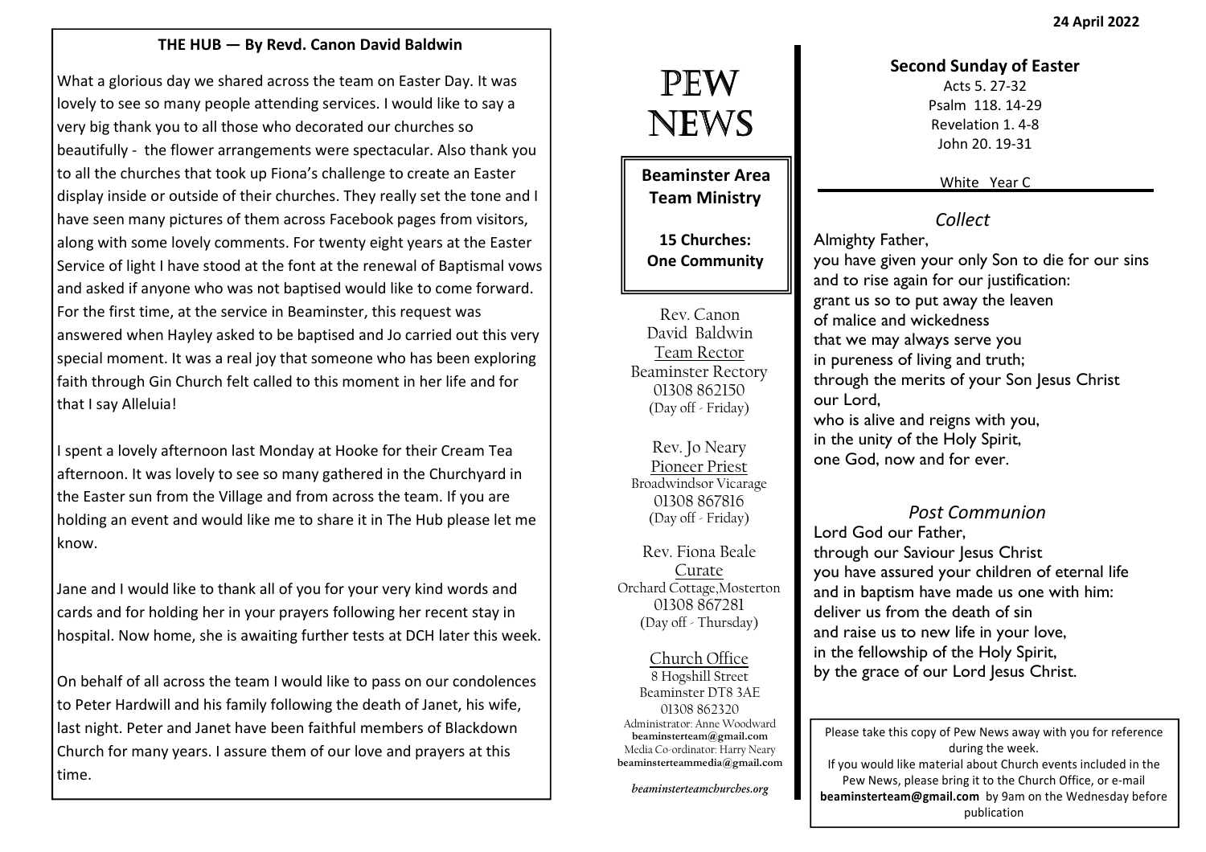24 April 2022

## THE HUB — By Revd. Canon David Baldwin

What a glorious day we shared across the team on Easter Day. It was lovely to see so many people attending services. I would like to say a very big thank you to all those who decorated our churches so beautifully - the flower arrangements were spectacular. Also thank you to all the churches that took up Fiona's challenge to create an Easter display inside or outside of their churches. They really set the tone and I have seen many pictures of them across Facebook pages from visitors, along with some lovely comments. For twenty eight years at the Easter Service of light I have stood at the font at the renewal of Baptismal vows and asked if anyone who was not baptised would like to come forward. For the first time, at the service in Beaminster, this request was answered when Hayley asked to be baptised and Jo carried out this very special moment. It was a real joy that someone who has been exploring faith through Gin Church felt called to this moment in her life and for that I say Alleluia!

I spent a lovely afternoon last Monday at Hooke for their Cream Tea afternoon. It was lovely to see so many gathered in the Churchyard in the Easter sun from the Village and from across the team. If you are holding an event and would like me to share it in The Hub please let me know.

Jane and I would like to thank all of you for your very kind words and cards and for holding her in your prayers following her recent stay in hospital. Now home, she is awaiting further tests at DCH later this week.

On behalf of all across the team I would like to pass on our condolences to Peter Hardwill and his family following the death of Janet, his wife, last night. Peter and Janet have been faithful members of Blackdown Church for many years. I assure them of our love and prayers at this time.

# PEW NEWS

**Beaminster Area Team Ministry**

**15 Churches: One Community**

Rev. Canon David Baldwin
Team Rector
Beaminster Rectory
01308 862150
(Day off - Friday)

Rev. Jo Neary
Pioneer Priest
Broadwindsor Vicarage
01308 867816
(Day off - Friday)

Rev. Fiona Beale
Curate
Orchard Cottage,Mosterton
01308 867281
(Day off - Thursday)

Church Office
8 Hogshill Street
Beaminster DT8 3AE
01308 862320
Administrator: Anne Woodward
**beaminsterteam@gmail.com**
Media Co-ordinator: Harry Neary
**beaminsterteammedia@gmail.com**

*beaminsterteamchurches.org*

**Second Sunday of Easter**

Acts 5. 27-32
Psalm 118. 14-29
Revelation 1. 4-8
John 20. 19-31

White Year C

### *Collect*

Almighty Father,
you have given your only Son to die for our sins
and to rise again for our justification:
grant us so to put away the leaven
of malice and wickedness
that we may always serve you
in pureness of living and truth;
through the merits of your Son Jesus Christ
our Lord,
who is alive and reigns with you,
in the unity of the Holy Spirit,
one God, now and for ever.

### *Post Communion*

Lord God our Father,
through our Saviour Jesus Christ
you have assured your children of eternal life
and in baptism have made us one with him:
deliver us from the death of sin
and raise us to new life in your love,
in the fellowship of the Holy Spirit,
by the grace of our Lord Jesus Christ.

Please take this copy of Pew News away with you for reference during the week.
If you would like material about Church events included in the Pew News, please bring it to the Church Office, or e-mail **beaminsterteam@gmail.com** by 9am on the Wednesday before publication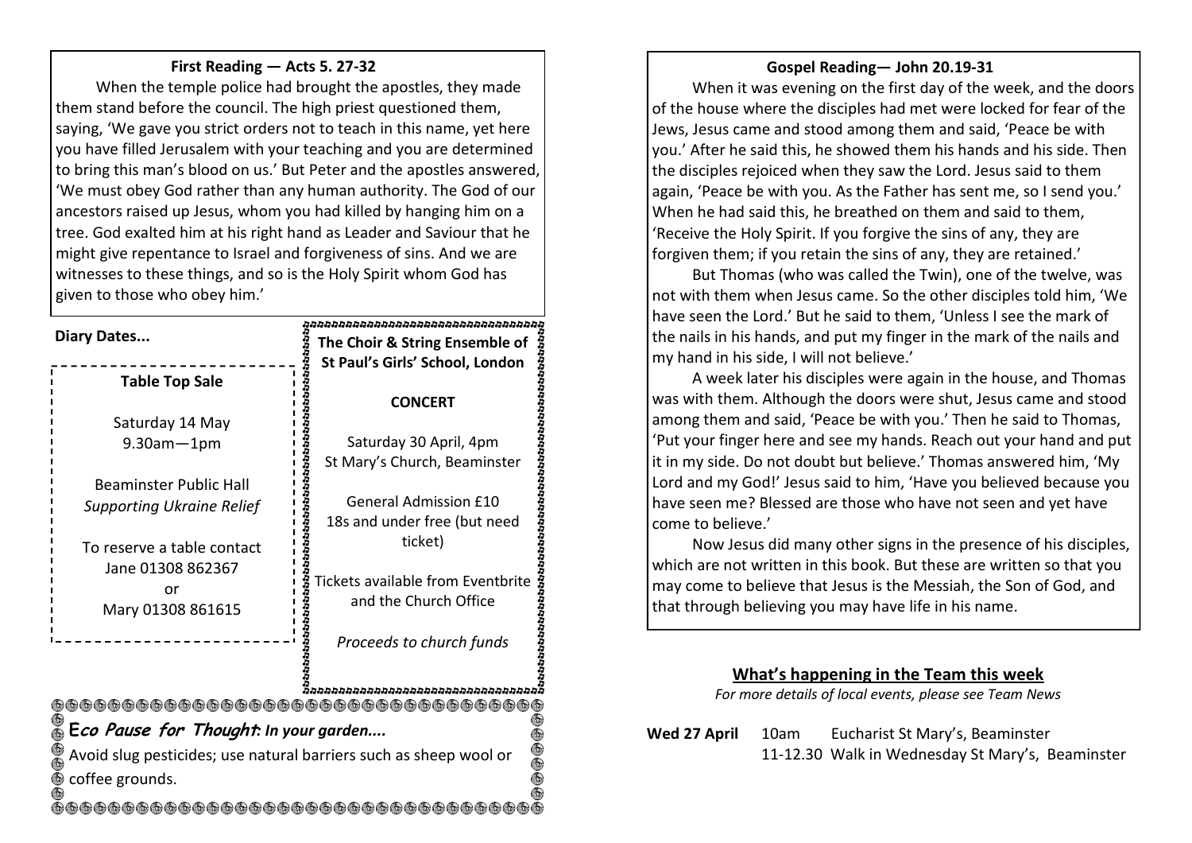**First Reading — Acts 5. 27-32**

When the temple police had brought the apostles, they made them stand before the council. The high priest questioned them, saying, 'We gave you strict orders not to teach in this name, yet here you have filled Jerusalem with your teaching and you are determined to bring this man's blood on us.' But Peter and the apostles answered, 'We must obey God rather than any human authority. The God of our ancestors raised up Jesus, whom you had killed by hanging him on a tree. God exalted him at his right hand as Leader and Saviour that he might give repentance to Israel and forgiveness of sins. And we are witnesses to these things, and so is the Holy Spirit whom God has given to those who obey him.'

**Diary Dates...**

**Table Top Sale**

Saturday 14 May
9.30am—1pm

Beaminster Public Hall
*Supporting Ukraine Relief*

To reserve a table contact
Jane 01308 862367
or
Mary 01308 861615

**The Choir & String Ensemble of St Paul's Girls' School, London**

**CONCERT**

Saturday 30 April, 4pm
St Mary's Church, Beaminster

General Admission £10
18s and under free (but need ticket)

Tickets available from Eventbrite and the Church Office

*Proceeds to church funds*

**E*co Pause for Thought*: *In your garden....***

Avoid slug pesticides; use natural barriers such as sheep wool or coffee grounds.

**Gospel Reading— John 20.19-31**

When it was evening on the first day of the week, and the doors of the house where the disciples had met were locked for fear of the Jews, Jesus came and stood among them and said, 'Peace be with you.' After he said this, he showed them his hands and his side. Then the disciples rejoiced when they saw the Lord. Jesus said to them again, 'Peace be with you. As the Father has sent me, so I send you.' When he had said this, he breathed on them and said to them, 'Receive the Holy Spirit. If you forgive the sins of any, they are forgiven them; if you retain the sins of any, they are retained.'

But Thomas (who was called the Twin), one of the twelve, was not with them when Jesus came. So the other disciples told him, 'We have seen the Lord.' But he said to them, 'Unless I see the mark of the nails in his hands, and put my finger in the mark of the nails and my hand in his side, I will not believe.'

A week later his disciples were again in the house, and Thomas was with them. Although the doors were shut, Jesus came and stood among them and said, 'Peace be with you.' Then he said to Thomas, 'Put your finger here and see my hands. Reach out your hand and put it in my side. Do not doubt but believe.' Thomas answered him, 'My Lord and my God!' Jesus said to him, 'Have you believed because you have seen me? Blessed are those who have not seen and yet have come to believe.'

Now Jesus did many other signs in the presence of his disciples, which are not written in this book. But these are written so that you may come to believe that Jesus is the Messiah, the Son of God, and that through believing you may have life in his name.

## What's happening in the Team this week

*For more details of local events, please see Team News*

| | | |
|---|---|---|
| **Wed 27 April** | 10am | Eucharist St Mary's, Beaminster |
| | 11-12.30 | Walk in Wednesday St Mary's, Beaminster |